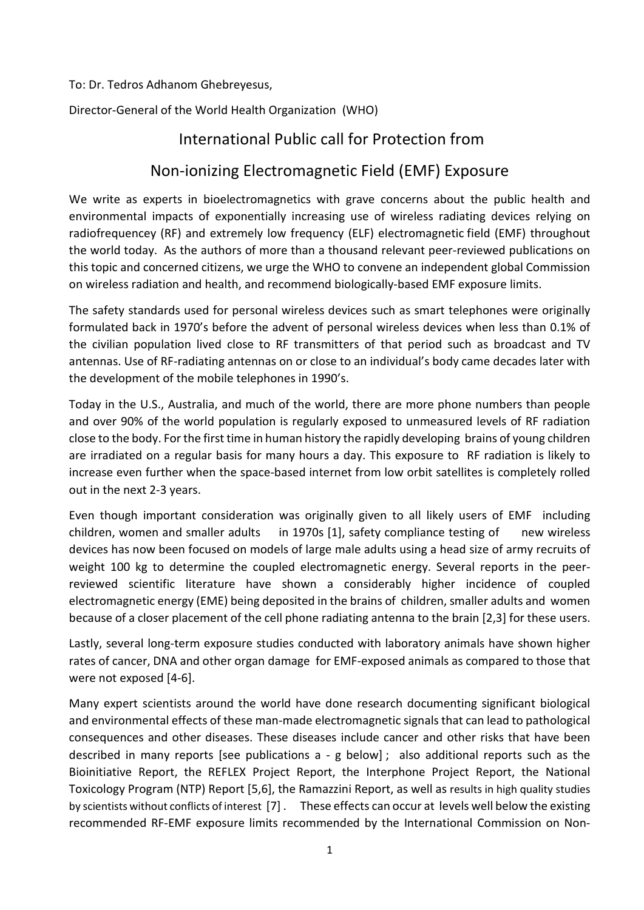To: Dr. Tedros Adhanom Ghebreyesus,

Director-General of the World Health Organization (WHO)

# International Public call for Protection from Non-ionizing Electromagnetic Field (EMF) Exposure

We write as experts in bioelectromagnetics with grave concerns about the public health and environmental impacts of exponentially increasing use of wireless radiating devices relying on radiofrequencey (RF) and extremely low frequency (ELF) electromagnetic field (EMF) throughout the world today. As the authors of more than a thousand relevant peer-reviewed publications on this topic and concerned citizens, we urge the WHO to convene an independent global Commission on wireless radiation and health, and recommend biologically-based EMF exposure limits.

The safety standards used for personal wireless devices such as smart telephones were originally formulated back in 1970's before the advent of personal wireless devices when less than 0.1% of the civilian population lived close to RF transmitters of that period such as broadcast and TV antennas. Use of RF-radiating antennas on or close to an individual's body came decades later with the development of the mobile telephones in 1990's.

Today in the U.S., Australia, and much of the world, there are more phone numbers than people and over 90% of the world population is regularly exposed to unmeasured levels of RF radiation close to the body. For the first time in human history the rapidly developing brains of young children are irradiated on a regular basis for many hours a day. This exposure to RF radiation is likely to increase even further when the space-based internet from low orbit satellites is completely rolled out in the next 2-3 years.

Even though important consideration was originally given to all likely users of EMF including children, women and smaller adults in 1970s [1], safety compliance testing of new wireless devices has now been focused on models of large male adults using a head size of army recruits of weight 100 kg to determine the coupled electromagnetic energy. Several reports in the peer-reviewed scientific literature have shown a considerably higher incidence of coupled electromagnetic energy (EME) being deposited in the brains of children, smaller adults and women because of a closer placement of the cell phone radiating antenna to the brain [2,3] for these users.

Lastly, several long-term exposure studies conducted with laboratory animals have shown higher rates of cancer, DNA and other organ damage for EMF-exposed animals as compared to those that were not exposed [4-6].

Many expert scientists around the world have done research documenting significant biological and environmental effects of these man-made electromagnetic signals that can lead to pathological consequences and other diseases. These diseases include cancer and other risks that have been described in many reports [see publications a - g below] ; also additional reports such as the Bioinitiative Report, the REFLEX Project Report, the Interphone Project Report, the National Toxicology Program (NTP) Report [5,6], the Ramazzini Report, as well as results in high quality studies by scientists without conflicts of interest [7] . These effects can occur at levels well below the existing recommended RF-EMF exposure limits recommended by the International Commission on Non-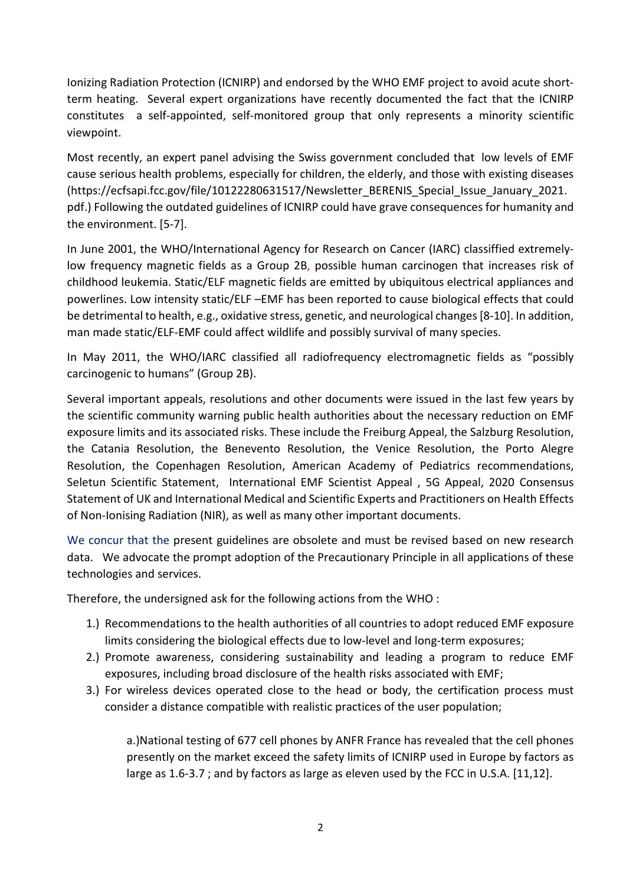Ionizing Radiation Protection (ICNIRP) and endorsed by the WHO EMF project to avoid acute short-term heating. Several expert organizations have recently documented the fact that the ICNIRP constitutes a self-appointed, self-monitored group that only represents a minority scientific viewpoint.

Most recently, an expert panel advising the Swiss government concluded that low levels of EMF cause serious health problems, especially for children, the elderly, and those with existing diseases (https://ecfsapi.fcc.gov/file/10122280631517/Newsletter_BERENIS_Special_Issue_January_2021.pdf.) Following the outdated guidelines of ICNIRP could have grave consequences for humanity and the environment. [5-7].

In June 2001, the WHO/International Agency for Research on Cancer (IARC) classiffied extremely-low frequency magnetic fields as a Group 2B, possible human carcinogen that increases risk of childhood leukemia. Static/ELF magnetic fields are emitted by ubiquitous electrical appliances and powerlines. Low intensity static/ELF –EMF has been reported to cause biological effects that could be detrimental to health, e.g., oxidative stress, genetic, and neurological changes [8-10]. In addition, man made static/ELF-EMF could affect wildlife and possibly survival of many species.

In May 2011, the WHO/IARC classified all radiofrequency electromagnetic fields as "possibly carcinogenic to humans" (Group 2B).

Several important appeals, resolutions and other documents were issued in the last few years by the scientific community warning public health authorities about the necessary reduction on EMF exposure limits and its associated risks. These include the Freiburg Appeal, the Salzburg Resolution, the Catania Resolution, the Benevento Resolution, the Venice Resolution, the Porto Alegre Resolution, the Copenhagen Resolution, American Academy of Pediatrics recommendations, Seletun Scientific Statement, International EMF Scientist Appeal , 5G Appeal, 2020 Consensus Statement of UK and International Medical and Scientific Experts and Practitioners on Health Effects of Non-Ionising Radiation (NIR), as well as many other important documents.

We concur that the present guidelines are obsolete and must be revised based on new research data. We advocate the prompt adoption of the Precautionary Principle in all applications of these technologies and services.

Therefore, the undersigned ask for the following actions from the WHO :

1.) Recommendations to the health authorities of all countries to adopt reduced EMF exposure limits considering the biological effects due to low-level and long-term exposures;
2.) Promote awareness, considering sustainability and leading a program to reduce EMF exposures, including broad disclosure of the health risks associated with EMF;
3.) For wireless devices operated close to the head or body, the certification process must consider a distance compatible with realistic practices of the user population;

    a.)National testing of 677 cell phones by ANFR France has revealed that the cell phones presently on the market exceed the safety limits of ICNIRP used in Europe by factors as large as 1.6-3.7 ; and by factors as large as eleven used by the FCC in U.S.A. [11,12].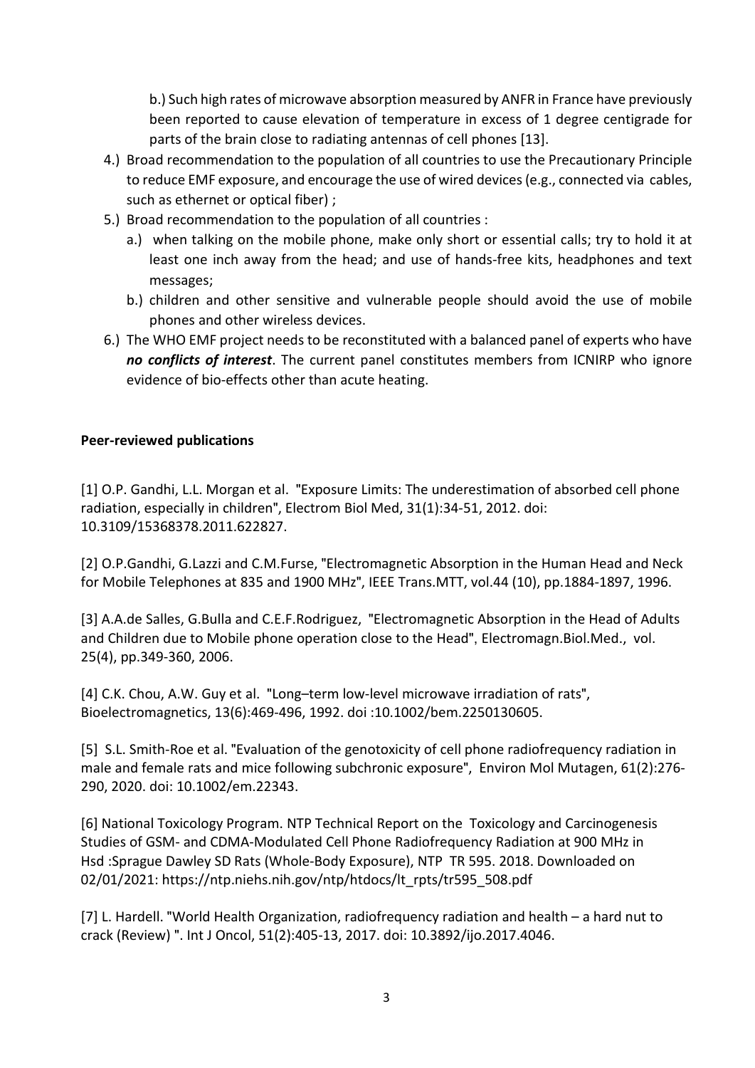b.) Such high rates of microwave absorption measured by ANFR in France have previously been reported to cause elevation of temperature in excess of 1 degree centigrade for parts of the brain close to radiating antennas of cell phones [13].

4.) Broad recommendation to the population of all countries to use the Precautionary Principle to reduce EMF exposure, and encourage the use of wired devices (e.g., connected via cables, such as ethernet or optical fiber) ;

5.) Broad recommendation to the population of all countries :

   a.) when talking on the mobile phone, make only short or essential calls; try to hold it at least one inch away from the head; and use of hands-free kits, headphones and text messages;

   b.) children and other sensitive and vulnerable people should avoid the use of mobile phones and other wireless devices.

6.) The WHO EMF project needs to be reconstituted with a balanced panel of experts who have ***no conflicts of interest***. The current panel constitutes members from ICNIRP who ignore evidence of bio-effects other than acute heating.

**Peer-reviewed publications**

[1] O.P. Gandhi, L.L. Morgan et al. "Exposure Limits: The underestimation of absorbed cell phone radiation, especially in children", Electrom Biol Med, 31(1):34-51, 2012. doi: 10.3109/15368378.2011.622827.

[2] O.P.Gandhi, G.Lazzi and C.M.Furse, "Electromagnetic Absorption in the Human Head and Neck for Mobile Telephones at 835 and 1900 MHz", IEEE Trans.MTT, vol.44 (10), pp.1884-1897, 1996.

[3] A.A.de Salles, G.Bulla and C.E.F.Rodriguez, "Electromagnetic Absorption in the Head of Adults and Children due to Mobile phone operation close to the Head", Electromagn.Biol.Med., vol. 25(4), pp.349-360, 2006.

[4] C.K. Chou, A.W. Guy et al. "Long–term low-level microwave irradiation of rats", Bioelectromagnetics, 13(6):469-496, 1992. doi :10.1002/bem.2250130605.

[5] S.L. Smith-Roe et al. "Evaluation of the genotoxicity of cell phone radiofrequency radiation in male and female rats and mice following subchronic exposure", Environ Mol Mutagen, 61(2):276-290, 2020. doi: 10.1002/em.22343.

[6] National Toxicology Program. NTP Technical Report on the Toxicology and Carcinogenesis Studies of GSM- and CDMA-Modulated Cell Phone Radiofrequency Radiation at 900 MHz in Hsd :Sprague Dawley SD Rats (Whole-Body Exposure), NTP TR 595. 2018. Downloaded on 02/01/2021: https://ntp.niehs.nih.gov/ntp/htdocs/lt_rpts/tr595_508.pdf

[7] L. Hardell. "World Health Organization, radiofrequency radiation and health – a hard nut to crack (Review) ". Int J Oncol, 51(2):405-13, 2017. doi: 10.3892/ijo.2017.4046.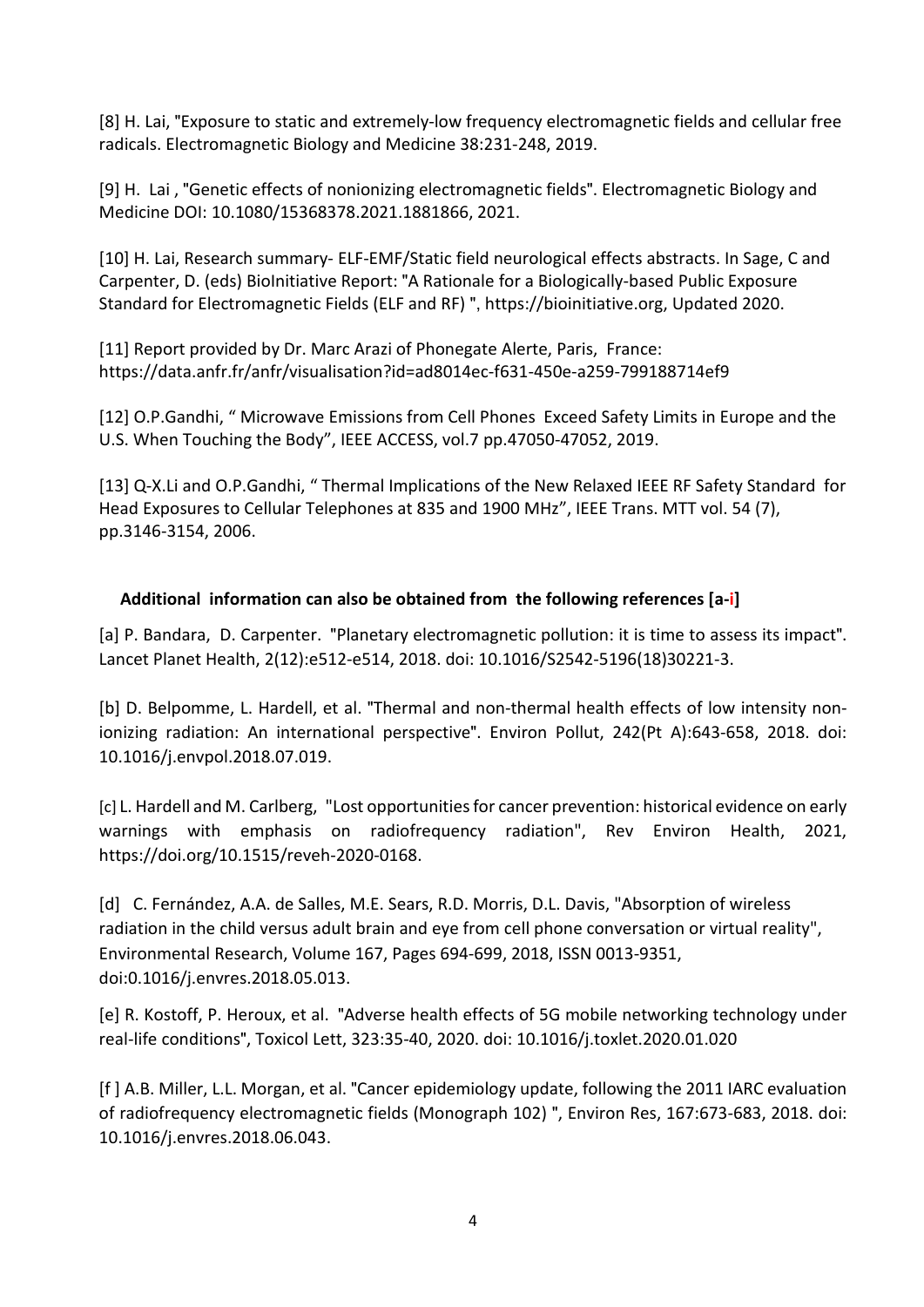[8] H. Lai, "Exposure to static and extremely-low frequency electromagnetic fields and cellular free radicals. Electromagnetic Biology and Medicine 38:231-248, 2019.

[9] H. Lai , "Genetic effects of nonionizing electromagnetic fields". Electromagnetic Biology and Medicine DOI: 10.1080/15368378.2021.1881866, 2021.

[10] H. Lai, Research summary- ELF-EMF/Static field neurological effects abstracts. In Sage, C and Carpenter, D. (eds) BioInitiative Report: "A Rationale for a Biologically-based Public Exposure Standard for Electromagnetic Fields (ELF and RF) ", https://bioinitiative.org, Updated 2020.

[11] Report provided by Dr. Marc Arazi of Phonegate Alerte, Paris, France: https://data.anfr.fr/anfr/visualisation?id=ad8014ec-f631-450e-a259-799188714ef9

[12] O.P.Gandhi, " Microwave Emissions from Cell Phones Exceed Safety Limits in Europe and the U.S. When Touching the Body", IEEE ACCESS, vol.7 pp.47050-47052, 2019.

[13] Q-X.Li and O.P.Gandhi, " Thermal Implications of the New Relaxed IEEE RF Safety Standard for Head Exposures to Cellular Telephones at 835 and 1900 MHz", IEEE Trans. MTT vol. 54 (7), pp.3146-3154, 2006.

**Additional information can also be obtained from the following references [a-i]**

[a] P. Bandara, D. Carpenter. "Planetary electromagnetic pollution: it is time to assess its impact". Lancet Planet Health, 2(12):e512-e514, 2018. doi: 10.1016/S2542-5196(18)30221-3.

[b] D. Belpomme, L. Hardell, et al. "Thermal and non-thermal health effects of low intensity non-ionizing radiation: An international perspective". Environ Pollut, 242(Pt A):643-658, 2018. doi: 10.1016/j.envpol.2018.07.019.

[c] L. Hardell and M. Carlberg, "Lost opportunities for cancer prevention: historical evidence on early warnings with emphasis on radiofrequency radiation", Rev Environ Health, 2021, https://doi.org/10.1515/reveh-2020-0168.

[d] C. Fernández, A.A. de Salles, M.E. Sears, R.D. Morris, D.L. Davis, "Absorption of wireless radiation in the child versus adult brain and eye from cell phone conversation or virtual reality", Environmental Research, Volume 167, Pages 694-699, 2018, ISSN 0013-9351, doi:0.1016/j.envres.2018.05.013.

[e] R. Kostoff, P. Heroux, et al. "Adverse health effects of 5G mobile networking technology under real-life conditions", Toxicol Lett, 323:35-40, 2020. doi: 10.1016/j.toxlet.2020.01.020

[f ] A.B. Miller, L.L. Morgan, et al. "Cancer epidemiology update, following the 2011 IARC evaluation of radiofrequency electromagnetic fields (Monograph 102) ", Environ Res, 167:673-683, 2018. doi: 10.1016/j.envres.2018.06.043.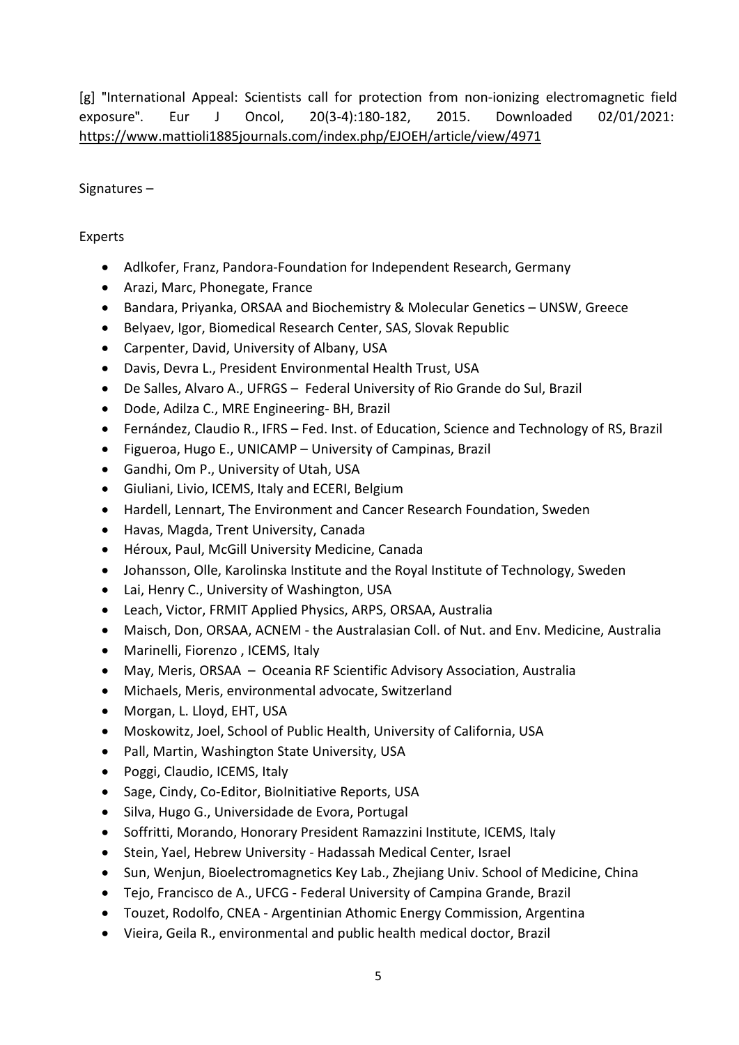[g] "International Appeal: Scientists call for protection from non-ionizing electromagnetic field exposure". Eur J Oncol, 20(3-4):180-182, 2015. Downloaded 02/01/2021: https://www.mattioli1885journals.com/index.php/EJOEH/article/view/4971

Signatures –

Experts

- Adlkofer, Franz, Pandora-Foundation for Independent Research, Germany
- Arazi, Marc, Phonegate, France
- Bandara, Priyanka, ORSAA and Biochemistry & Molecular Genetics – UNSW, Greece
- Belyaev, Igor, Biomedical Research Center, SAS, Slovak Republic
- Carpenter, David, University of Albany, USA
- Davis, Devra L., President Environmental Health Trust, USA
- De Salles, Alvaro A., UFRGS – Federal University of Rio Grande do Sul, Brazil
- Dode, Adilza C., MRE Engineering- BH, Brazil
- Fernández, Claudio R., IFRS – Fed. Inst. of Education, Science and Technology of RS, Brazil
- Figueroa, Hugo E., UNICAMP – University of Campinas, Brazil
- Gandhi, Om P., University of Utah, USA
- Giuliani, Livio, ICEMS, Italy and ECERI, Belgium
- Hardell, Lennart, The Environment and Cancer Research Foundation, Sweden
- Havas, Magda, Trent University, Canada
- Héroux, Paul, McGill University Medicine, Canada
- Johansson, Olle, Karolinska Institute and the Royal Institute of Technology, Sweden
- Lai, Henry C., University of Washington, USA
- Leach, Victor, FRMIT Applied Physics, ARPS, ORSAA, Australia
- Maisch, Don, ORSAA, ACNEM - the Australasian Coll. of Nut. and Env. Medicine, Australia
- Marinelli, Fiorenzo , ICEMS, Italy
- May, Meris, ORSAA – Oceania RF Scientific Advisory Association, Australia
- Michaels, Meris, environmental advocate, Switzerland
- Morgan, L. Lloyd, EHT, USA
- Moskowitz, Joel, School of Public Health, University of California, USA
- Pall, Martin, Washington State University, USA
- Poggi, Claudio, ICEMS, Italy
- Sage, Cindy, Co-Editor, BioInitiative Reports, USA
- Silva, Hugo G., Universidade de Evora, Portugal
- Soffritti, Morando, Honorary President Ramazzini Institute, ICEMS, Italy
- Stein, Yael, Hebrew University - Hadassah Medical Center, Israel
- Sun, Wenjun, Bioelectromagnetics Key Lab., Zhejiang Univ. School of Medicine, China
- Tejo, Francisco de A., UFCG - Federal University of Campina Grande, Brazil
- Touzet, Rodolfo, CNEA - Argentinian Athomic Energy Commission, Argentina
- Vieira, Geila R., environmental and public health medical doctor, Brazil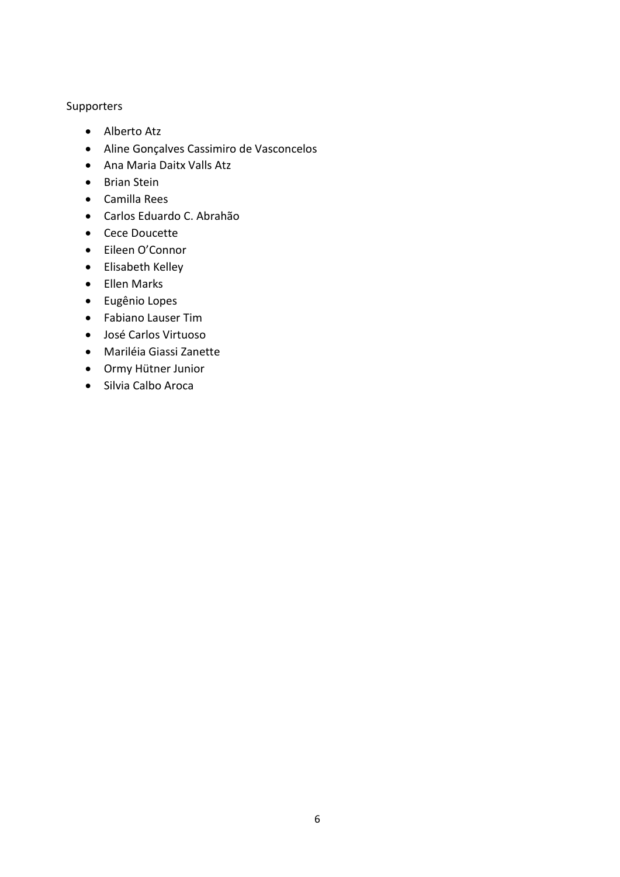Supporters

- Alberto Atz
- Aline Gonçalves Cassimiro de Vasconcelos
- Ana Maria Daitx Valls Atz
- Brian Stein
- Camilla Rees
- Carlos Eduardo C. Abrahão
- Cece Doucette
- Eileen O'Connor
- Elisabeth Kelley
- Ellen Marks
- Eugênio Lopes
- Fabiano Lauser Tim
- José Carlos Virtuoso
- Mariléia Giassi Zanette
- Ormy Hütner Junior
- Silvia Calbo Aroca